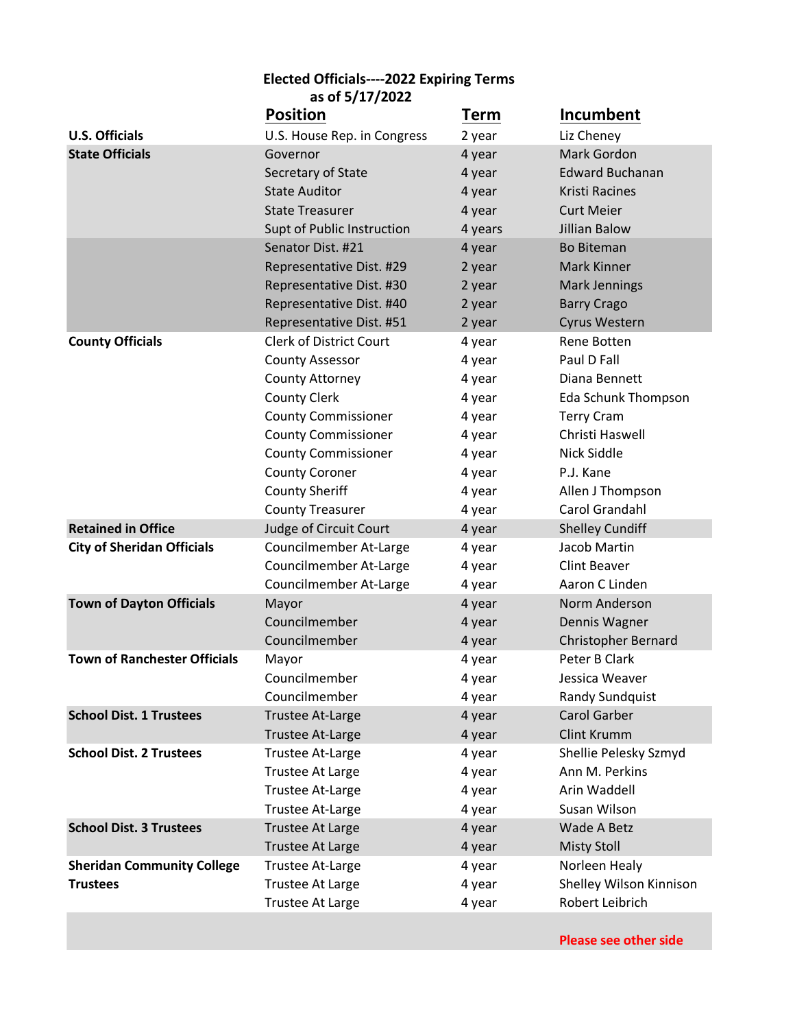# Elected Officials----2022 Expiring Terms
## as of 5/17/2022

| | Position | Term | Incumbent |
|---|---|---|---|
| **U.S. Officials** | U.S. House Rep. in Congress | 2 year | Liz Cheney |
| **State Officials** | Governor | 4 year | Mark Gordon |
| | Secretary of State | 4 year | Edward Buchanan |
| | State Auditor | 4 year | Kristi Racines |
| | State Treasurer | 4 year | Curt Meier |
| | Supt of Public Instruction | 4 years | Jillian Balow |
| | Senator Dist. #21 | 4 year | Bo Biteman |
| | Representative Dist. #29 | 2 year | Mark Kinner |
| | Representative Dist. #30 | 2 year | Mark Jennings |
| | Representative Dist. #40 | 2 year | Barry Crago |
| | Representative Dist. #51 | 2 year | Cyrus Western |
| **County Officials** | Clerk of District Court | 4 year | Rene Botten |
| | County Assessor | 4 year | Paul D Fall |
| | County Attorney | 4 year | Diana Bennett |
| | County Clerk | 4 year | Eda Schunk Thompson |
| | County Commissioner | 4 year | Terry Cram |
| | County Commissioner | 4 year | Christi Haswell |
| | County Commissioner | 4 year | Nick Siddle |
| | County Coroner | 4 year | P.J. Kane |
| | County Sheriff | 4 year | Allen J Thompson |
| | County Treasurer | 4 year | Carol Grandahl |
| **Retained in Office** | Judge of Circuit Court | 4 year | Shelley Cundiff |
| **City of Sheridan Officials** | Councilmember At-Large | 4 year | Jacob Martin |
| | Councilmember At-Large | 4 year | Clint Beaver |
| | Councilmember At-Large | 4 year | Aaron C Linden |
| **Town of Dayton Officials** | Mayor | 4 year | Norm Anderson |
| | Councilmember | 4 year | Dennis Wagner |
| | Councilmember | 4 year | Christopher Bernard |
| **Town of Ranchester Officials** | Mayor | 4 year | Peter B Clark |
| | Councilmember | 4 year | Jessica Weaver |
| | Councilmember | 4 year | Randy Sundquist |
| **School Dist. 1 Trustees** | Trustee At-Large | 4 year | Carol Garber |
| | Trustee At-Large | 4 year | Clint Krumm |
| **School Dist. 2 Trustees** | Trustee At-Large | 4 year | Shellie Pelesky Szmyd |
| | Trustee At Large | 4 year | Ann M. Perkins |
| | Trustee At-Large | 4 year | Arin Waddell |
| | Trustee At-Large | 4 year | Susan Wilson |
| **School Dist. 3 Trustees** | Trustee At Large | 4 year | Wade A Betz |
| | Trustee At Large | 4 year | Misty Stoll |
| **Sheridan Community College Trustees** | Trustee At-Large | 4 year | Norleen Healy |
| | Trustee At Large | 4 year | Shelley Wilson Kinnison |
| | Trustee At Large | 4 year | Robert Leibrich |

**Please see other side**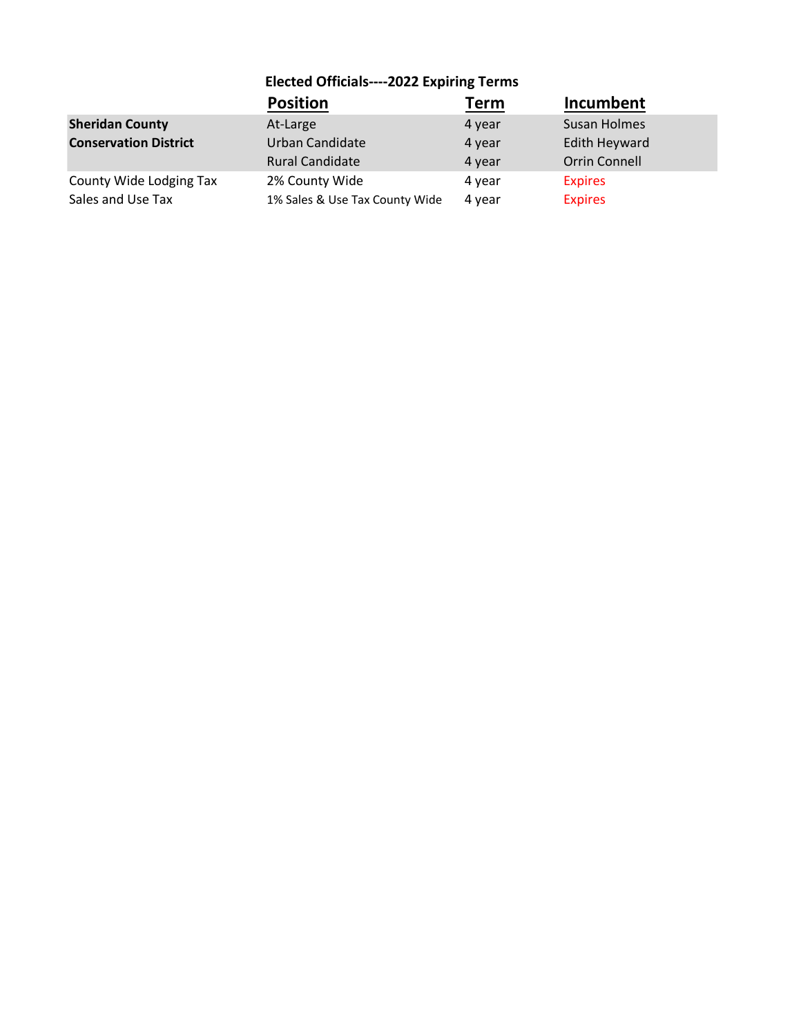**Elected Officials----2022 Expiring Terms**

| | Position | Term | Incumbent |
|---|---|---|---|
| **Sheridan County Conservation District** | At-Large | 4 year | Susan Holmes |
| | Urban Candidate | 4 year | Edith Heyward |
| | Rural Candidate | 4 year | Orrin Connell |
| County Wide Lodging Tax | 2% County Wide | 4 year | Expires |
| Sales and Use Tax | 1% Sales & Use Tax County Wide | 4 year | Expires |